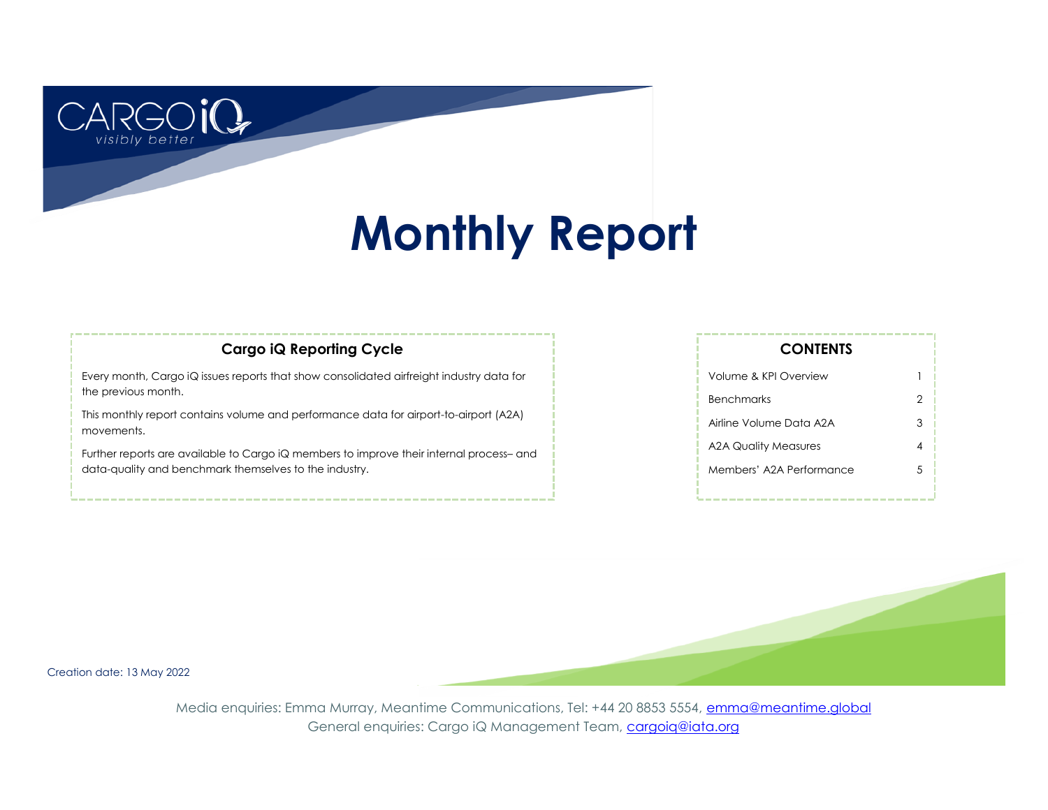CARGO iQ
*visibly better*

# Monthly Report

### Cargo iQ Reporting Cycle

Every month, Cargo iQ issues reports that show consolidated airfreight industry data for the previous month.

This monthly report contains volume and performance data for airport-to-airport (A2A) movements.

Further reports are available to Cargo iQ members to improve their internal process– and data-quality and benchmark themselves to the industry.

### CONTENTS

| | |
|---|---|
| Volume & KPI Overview | 1 |
| Benchmarks | 2 |
| Airline Volume Data A2A | 3 |
| A2A Quality Measures | 4 |
| Members' A2A Performance | 5 |

Creation date: 13 May 2022

Media enquiries: Emma Murray, Meantime Communications, Tel: +44 20 8853 5554, emma@meantime.global
General enquiries: Cargo iQ Management Team, cargoiq@iata.org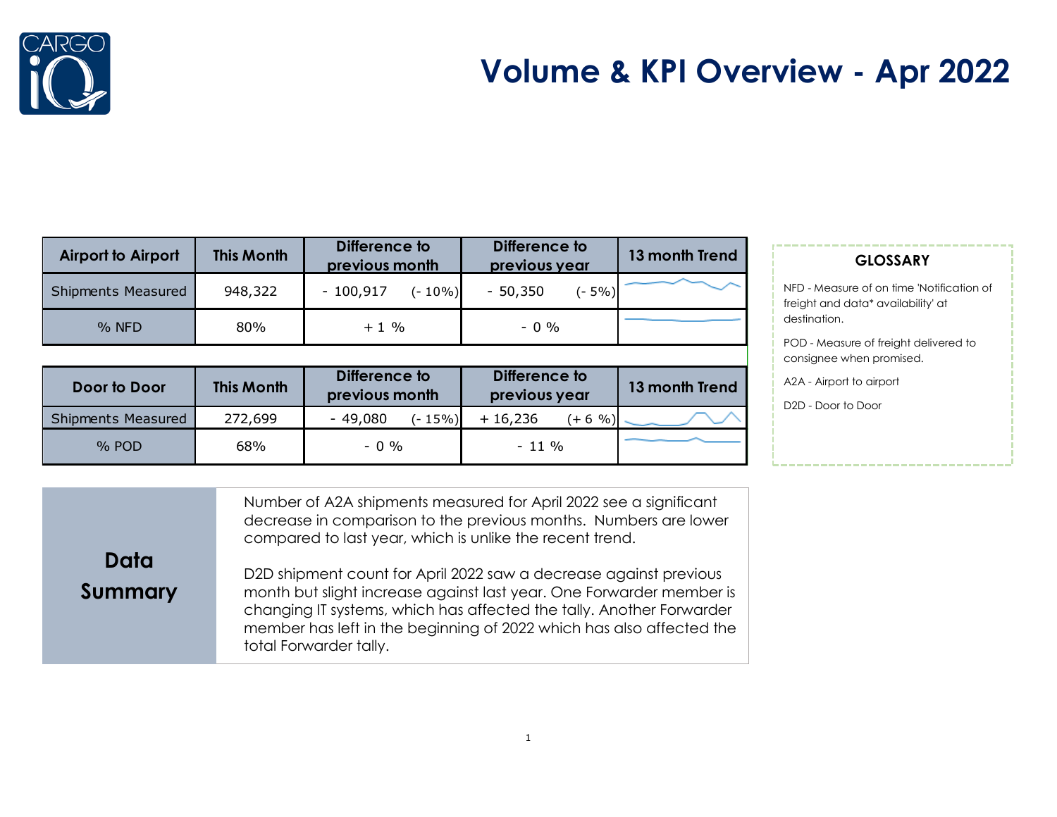# Volume & KPI Overview - Apr 2022

| Airport to Airport | This Month | Difference to previous month | Difference to previous year | 13 month Trend |
|---|---|---|---|---|
| Shipments Measured | 948,322 | - 100,917 (- 10%) | - 50,350 (- 5%) | |
| % NFD | 80% | + 1 % | - 0 % | |

| Door to Door | This Month | Difference to previous month | Difference to previous year | 13 month Trend |
|---|---|---|---|---|
| Shipments Measured | 272,699 | - 49,080 (- 15%) | + 16,236 (+ 6 %) | |
| % POD | 68% | - 0 % | - 11 % | |

**GLOSSARY**

NFD - Measure of on time 'Notification of freight and data* availability' at destination.

POD - Measure of freight delivered to consignee when promised.

A2A - Airport to airport

D2D - Door to Door

## Data Summary

Number of A2A shipments measured for April 2022 see a significant decrease in comparison to the previous months. Numbers are lower compared to last year, which is unlike the recent trend.

D2D shipment count for April 2022 saw a decrease against previous month but slight increase against last year. One Forwarder member is changing IT systems, which has affected the tally. Another Forwarder member has left in the beginning of 2022 which has also affected the total Forwarder tally.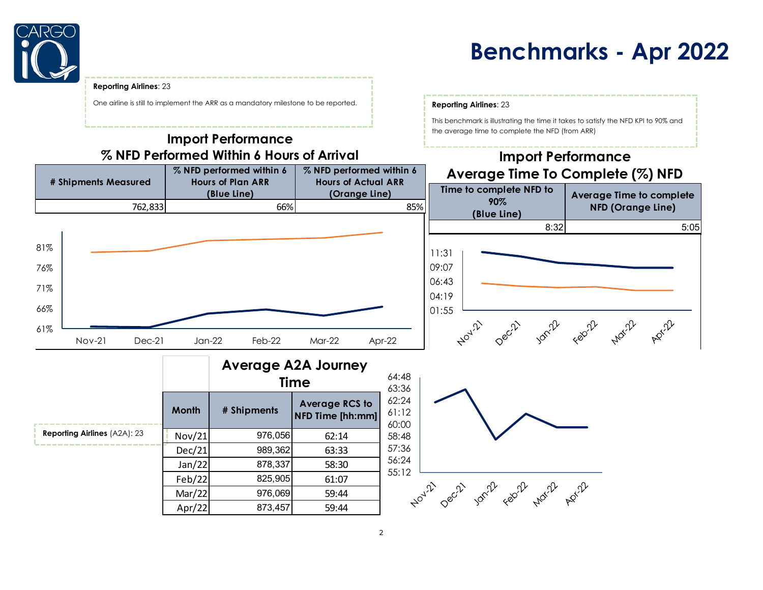# Benchmarks - Apr 2022

**Reporting Airlines**: 23

One airline is still to implement the ARR as a mandatory milestone to be reported.

## Import Performance
## % NFD Performed Within 6 Hours of Arrival

| # Shipments Measured | % NFD performed within 6 Hours of Plan ARR (Blue Line) | % NFD performed within 6 Hours of Actual ARR (Orange Line) |
|---|---|---|
| 762,833 | 66% | 85% |

**Reporting Airlines**: 23

This benchmark is illustrating the time it takes to satisfy the NFD KPI to 90% and the average time to complete the NFD (from ARR)

## Import Performance
## Average Time To Complete (%) NFD

| Time to complete NFD to 90% (Blue Line) | Average Time to complete NFD (Orange Line) |
|---|---|
| 8:32 | 5:05 |

**Reporting Airlines** (A2A): 23

## Average A2A Journey Time

| Month | # Shipments | Average RCS to NFD Time [hh:mm] |
|---|---|---|
| Nov/21 | 976,056 | 62:14 |
| Dec/21 | 989,362 | 63:33 |
| Jan/22 | 878,337 | 58:30 |
| Feb/22 | 825,905 | 61:07 |
| Mar/22 | 976,069 | 59:44 |
| Apr/22 | 873,457 | 59:44 |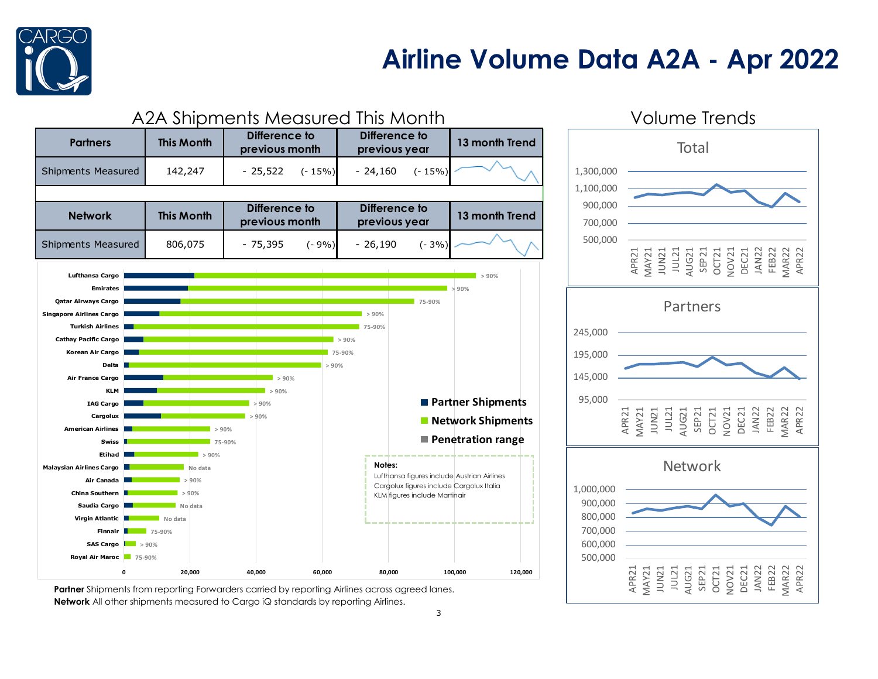# Airline Volume Data A2A - Apr 2022

## A2A Shipments Measured This Month

| Partners | This Month | Difference to previous month | | Difference to previous year | | 13 month Trend |
|---|---|---|---|---|---|---|
| Shipments Measured | 142,247 | - 25,522 | (- 15%) | - 24,160 | (- 15%) | |

| Network | This Month | Difference to previous month | | Difference to previous year | | 13 month Trend |
|---|---|---|---|---|---|---|
| Shipments Measured | 806,075 | - 75,395 | (- 9%) | - 26,190 | (- 3%) | |

| Airline | Penetration range |
|---|---|
| Lufthansa Cargo | > 90% |
| Emirates | > 90% |
| Qatar Airways Cargo | 75-90% |
| Singapore Airlines Cargo | > 90% |
| Turkish Airlines | 75-90% |
| Cathay Pacific Cargo | > 90% |
| Korean Air Cargo | 75-90% |
| Delta | > 90% |
| Air France Cargo | > 90% |
| KLM | > 90% |
| IAG Cargo | > 90% |
| Cargolux | > 90% |
| American Airlines | > 90% |
| Swiss | 75-90% |
| Etihad | > 90% |
| Malaysian Airlines Cargo | No data |
| Air Canada | > 90% |
| China Southern | > 90% |
| Saudia Cargo | No data |
| Virgin Atlantic | No data |
| Finnair | 75-90% |
| SAS Cargo | > 90% |
| Royal Air Maroc | 75-90% |

Legend: Partner Shipments, Network Shipments, Penetration range

**Notes:**
Lufthansa figures include Austrian Airlines
Cargolux figures include Cargolux Italia
KLM figures include Martinair

**Partner** Shipments from reporting Forwarders carried by reporting Airlines across agreed lanes.
**Network** All other shipments measured to Cargo iQ standards by reporting Airlines.

## Volume Trends

Total | Partners | Network (APR21 – APR22)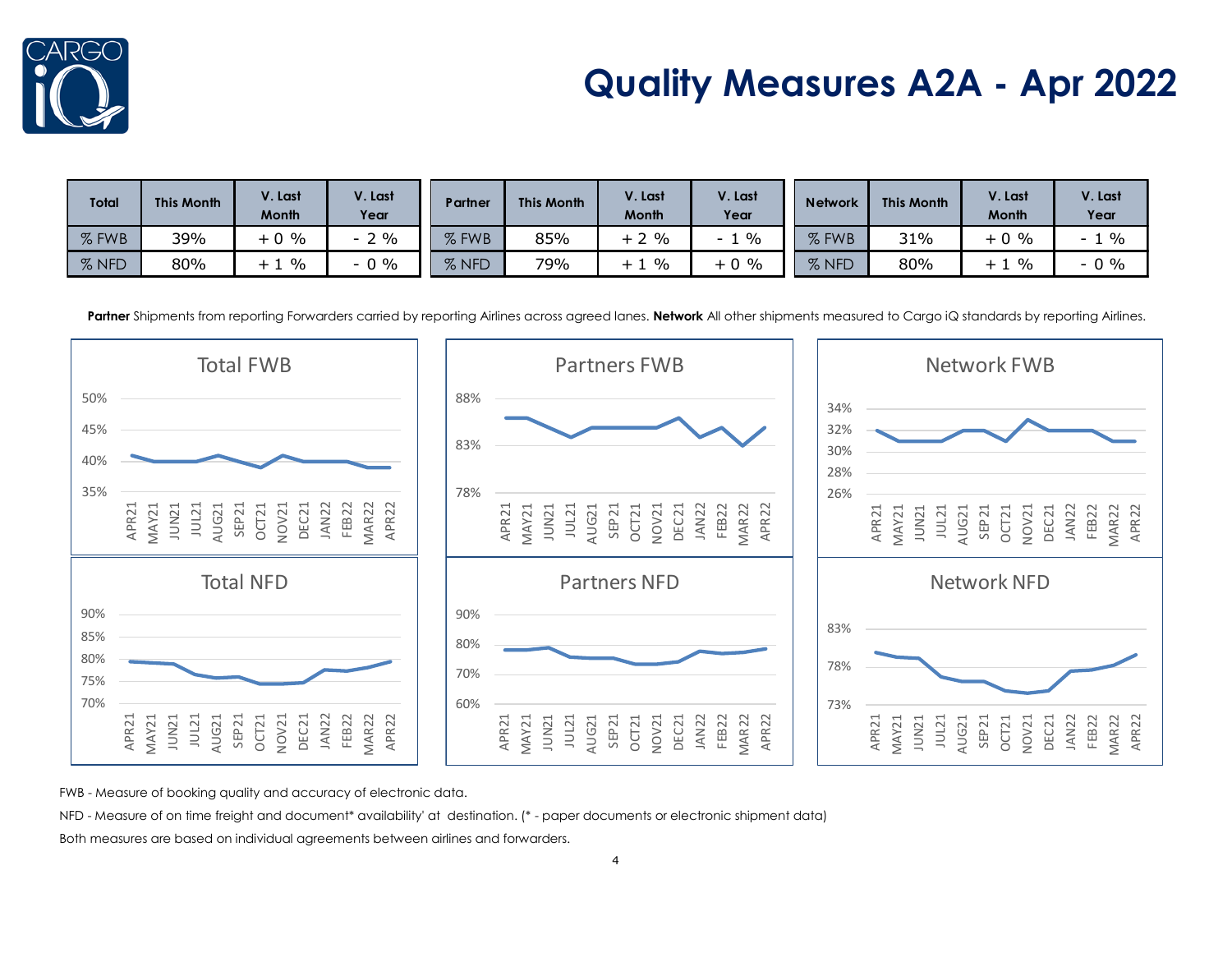# Quality Measures A2A - Apr 2022

| Total | This Month | V. Last Month | V. Last Year |
|---|---|---|---|
| % FWB | 39% | + 0 % | - 2 % |
| % NFD | 80% | + 1 % | - 0 % |

| Partner | This Month | V. Last Month | V. Last Year |
|---|---|---|---|
| % FWB | 85% | + 2 % | - 1 % |
| % NFD | 79% | + 1 % | + 0 % |

| Network | This Month | V. Last Month | V. Last Year |
|---|---|---|---|
| % FWB | 31% | + 0 % | - 1 % |
| % NFD | 80% | + 1 % | - 0 % |

**Partner** Shipments from reporting Forwarders carried by reporting Airlines across agreed lanes. **Network** All other shipments measured to Cargo iQ standards by reporting Airlines.

Total FWB

Partners FWB

Network FWB

Total NFD

Partners NFD

Network NFD

FWB - Measure of booking quality and accuracy of electronic data.

NFD - Measure of on time freight and document* availability' at destination. (* - paper documents or electronic shipment data)

Both measures are based on individual agreements between airlines and forwarders.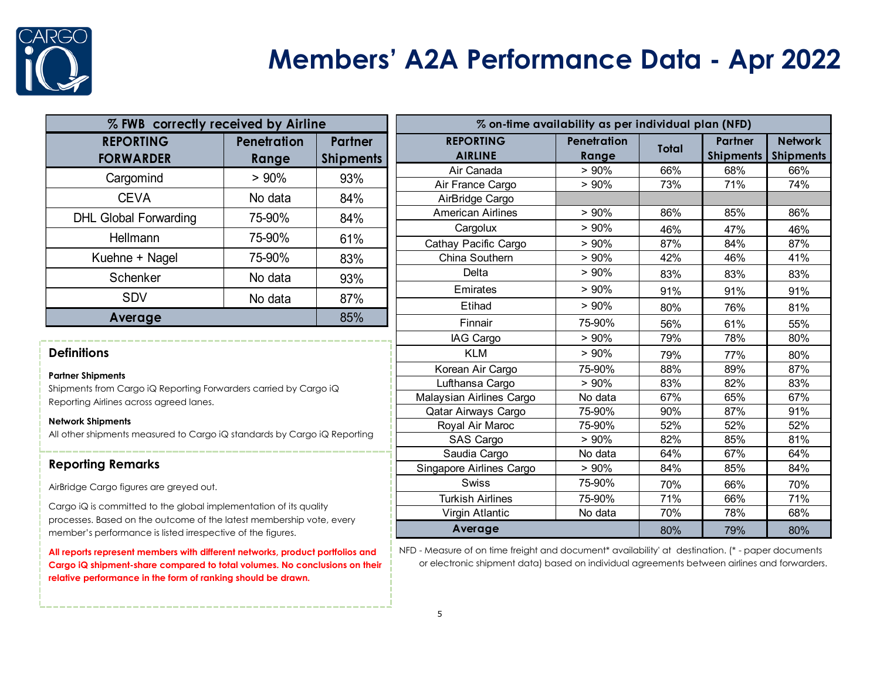# Members' A2A Performance Data - Apr 2022

| % FWB correctly received by Airline | | |
|---|---|---|
| **REPORTING FORWARDER** | **Penetration Range** | **Partner Shipments** |
| Cargomind | > 90% | 93% |
| CEVA | No data | 84% |
| DHL Global Forwarding | 75-90% | 84% |
| Hellmann | 75-90% | 61% |
| Kuehne + Nagel | 75-90% | 83% |
| Schenker | No data | 93% |
| SDV | No data | 87% |
| **Average** | | 85% |

## Definitions

**Partner Shipments**
Shipments from Cargo iQ Reporting Forwarders carried by Cargo iQ Reporting Airlines across agreed lanes.

**Network Shipments**
All other shipments measured to Cargo iQ standards by Cargo iQ Reporting

## Reporting Remarks

AirBridge Cargo figures are greyed out.

Cargo iQ is committed to the global implementation of its quality processes. Based on the outcome of the latest membership vote, every member's performance is listed irrespective of the figures.

**All reports represent members with different networks, product portfolios and Cargo iQ shipment-share compared to total volumes. No conclusions on their relative performance in the form of ranking should be drawn.**

| % on-time availability as per individual plan (NFD) | | | | |
|---|---|---|---|---|
| **REPORTING AIRLINE** | **Penetration Range** | **Total** | **Partner Shipments** | **Network Shipments** |
| Air Canada | > 90% | 66% | 68% | 66% |
| Air France Cargo | > 90% | 73% | 71% | 74% |
| AirBridge Cargo | | | | |
| American Airlines | > 90% | 86% | 85% | 86% |
| Cargolux | > 90% | 46% | 47% | 46% |
| Cathay Pacific Cargo | > 90% | 87% | 84% | 87% |
| China Southern | > 90% | 42% | 46% | 41% |
| Delta | > 90% | 83% | 83% | 83% |
| Emirates | > 90% | 91% | 91% | 91% |
| Etihad | > 90% | 80% | 76% | 81% |
| Finnair | 75-90% | 56% | 61% | 55% |
| IAG Cargo | > 90% | 79% | 78% | 80% |
| KLM | > 90% | 79% | 77% | 80% |
| Korean Air Cargo | 75-90% | 88% | 89% | 87% |
| Lufthansa Cargo | > 90% | 83% | 82% | 83% |
| Malaysian Airlines Cargo | No data | 67% | 65% | 67% |
| Qatar Airways Cargo | 75-90% | 90% | 87% | 91% |
| Royal Air Maroc | 75-90% | 52% | 52% | 52% |
| SAS Cargo | > 90% | 82% | 85% | 81% |
| Saudia Cargo | No data | 64% | 67% | 64% |
| Singapore Airlines Cargo | > 90% | 84% | 85% | 84% |
| Swiss | 75-90% | 70% | 66% | 70% |
| Turkish Airlines | 75-90% | 71% | 66% | 71% |
| Virgin Atlantic | No data | 70% | 78% | 68% |
| **Average** | | 80% | 79% | 80% |

NFD - Measure of on time freight and document* availability' at destination. (* - paper documents or electronic shipment data) based on individual agreements between airlines and forwarders.